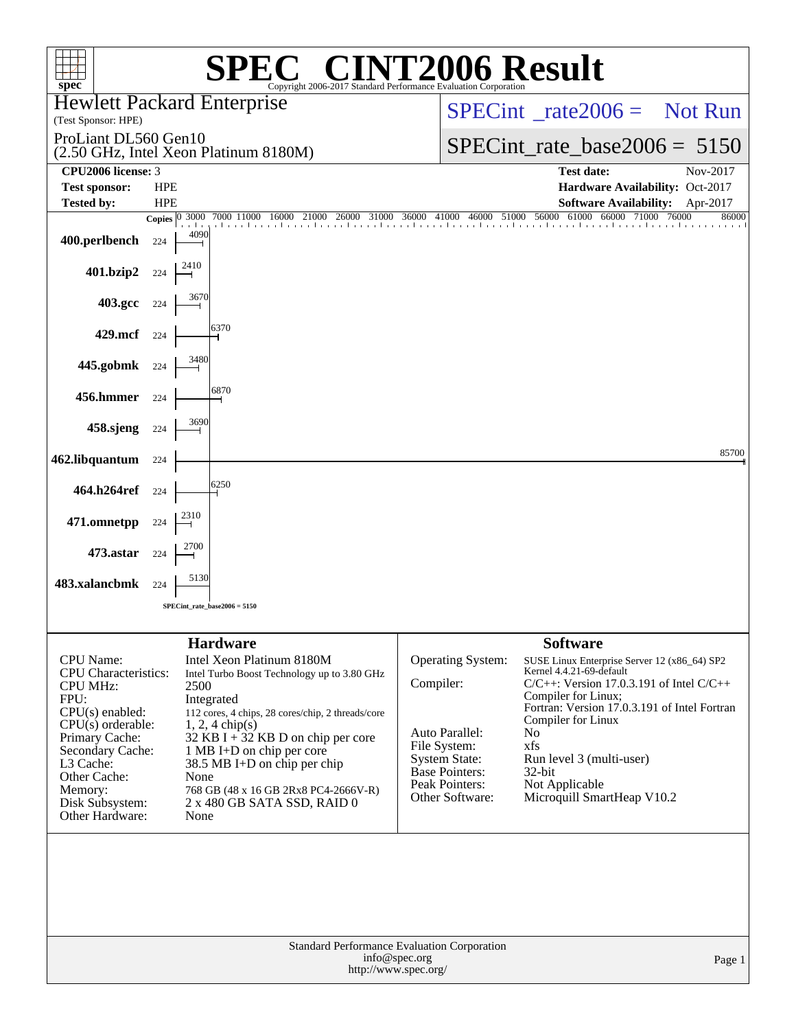# SPEC CINT2006 Result

Copyright 2006-2017 Standard Performance Evaluation Corporation

**Hewlett Packard Enterprise**
(Test Sponsor: HPE)

ProLiant DL560 Gen10
(2.50 GHz, Intel Xeon Platinum 8180M)

SPECint_rate2006 = Not Run

SPECint_rate_base2006 = 5150

| | | | |
|---|---|---|---|
| **CPU2006 license:** | 3 | **Test date:** | Nov-2017 |
| **Test sponsor:** | HPE | **Hardware Availability:** | Oct-2017 |
| **Tested by:** | HPE | **Software Availability:** | Apr-2017 |

| Benchmark | Copies | Base Ratio |
|---|---|---|
| 400.perlbench | 224 | 4090 |
| 401.bzip2 | 224 | 2410 |
| 403.gcc | 224 | 3670 |
| 429.mcf | 224 | 6370 |
| 445.gobmk | 224 | 3480 |
| 456.hmmer | 224 | 6870 |
| 458.sjeng | 224 | 3690 |
| 462.libquantum | 224 | 85700 |
| 464.h264ref | 224 | 6250 |
| 471.omnetpp | 224 | 2310 |
| 473.astar | 224 | 2700 |
| 483.xalancbmk | 224 | 5130 |

SPECint_rate_base2006 = 5150

## Hardware

| | |
|---|---|
| CPU Name: | Intel Xeon Platinum 8180M |
| CPU Characteristics: | Intel Turbo Boost Technology up to 3.80 GHz |
| CPU MHz: | 2500 |
| FPU: | Integrated |
| CPU(s) enabled: | 112 cores, 4 chips, 28 cores/chip, 2 threads/core |
| CPU(s) orderable: | 1, 2, 4 chip(s) |
| Primary Cache: | 32 KB I + 32 KB D on chip per core |
| Secondary Cache: | 1 MB I+D on chip per core |
| L3 Cache: | 38.5 MB I+D on chip per chip |
| Other Cache: | None |
| Memory: | 768 GB (48 x 16 GB 2Rx8 PC4-2666V-R) |
| Disk Subsystem: | 2 x 480 GB SATA SSD, RAID 0 |
| Other Hardware: | None |

## Software

| | |
|---|---|
| Operating System: | SUSE Linux Enterprise Server 12 (x86_64) SP2 Kernel 4.4.21-69-default |
| Compiler: | C/C++: Version 17.0.3.191 of Intel C/C++ Compiler for Linux; Fortran: Version 17.0.3.191 of Intel Fortran Compiler for Linux |
| Auto Parallel: | No |
| File System: | xfs |
| System State: | Run level 3 (multi-user) |
| Base Pointers: | 32-bit |
| Peak Pointers: | Not Applicable |
| Other Software: | Microquill SmartHeap V10.2 |

Standard Performance Evaluation Corporation
info@spec.org
http://www.spec.org/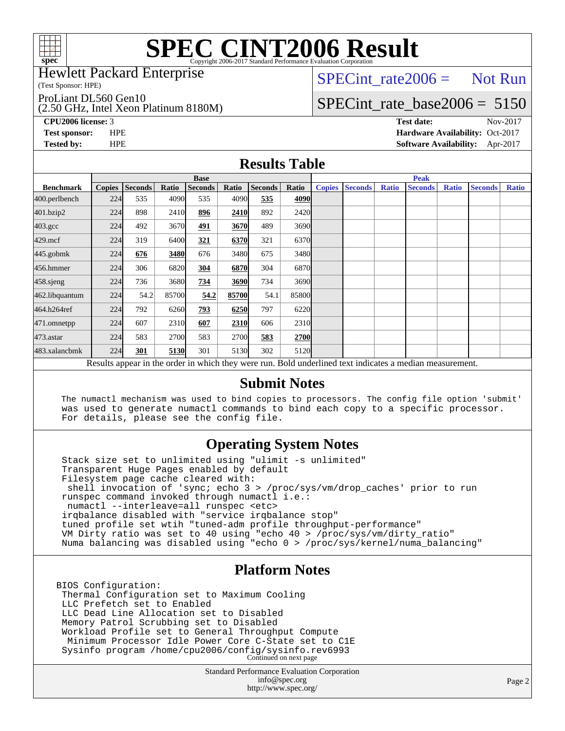# SPEC CINT2006 Result

Copyright 2006-2017 Standard Performance Evaluation Corporation

Hewlett Packard Enterprise
(Test Sponsor: HPE)

ProLiant DL560 Gen10
(2.50 GHz, Intel Xeon Platinum 8180M)

SPECint_rate2006 = Not Run

SPECint_rate_base2006 = 5150

**CPU2006 license:** 3
**Test sponsor:** HPE
**Tested by:** HPE

**Test date:** Nov-2017
**Hardware Availability:** Oct-2017
**Software Availability:** Apr-2017

## Results Table

| Benchmark | Base | | | | | | | Peak | | | | | | |
|---|---|---|---|---|---|---|---|---|---|---|---|---|---|---|
| | Copies | Seconds | Ratio | Seconds | Ratio | Seconds | Ratio | Copies | Seconds | Ratio | Seconds | Ratio | Seconds | Ratio |
| 400.perlbench | 224 | 535 | 4090 | 535 | 4090 | **535** | **4090** | | | | | | | |
| 401.bzip2 | 224 | 898 | 2410 | **896** | **2410** | 892 | 2420 | | | | | | | |
| 403.gcc | 224 | 492 | 3670 | **491** | **3670** | 489 | 3690 | | | | | | | |
| 429.mcf | 224 | 319 | 6400 | **321** | **6370** | 321 | 6370 | | | | | | | |
| 445.gobmk | 224 | **676** | **3480** | 676 | 3480 | 675 | 3480 | | | | | | | |
| 456.hmmer | 224 | 306 | 6820 | **304** | **6870** | 304 | 6870 | | | | | | | |
| 458.sjeng | 224 | 736 | 3680 | **734** | **3690** | 734 | 3690 | | | | | | | |
| 462.libquantum | 224 | 54.2 | 85700 | **54.2** | **85700** | 54.1 | 85800 | | | | | | | |
| 464.h264ref | 224 | 792 | 6260 | **793** | **6250** | 797 | 6220 | | | | | | | |
| 471.omnetpp | 224 | 607 | 2310 | **607** | **2310** | 606 | 2310 | | | | | | | |
| 473.astar | 224 | 583 | 2700 | 583 | 2700 | **583** | **2700** | | | | | | | |
| 483.xalancbmk | 224 | **301** | **5130** | 301 | 5130 | 302 | 5120 | | | | | | | |

Results appear in the order in which they were run. Bold underlined text indicates a median measurement.

## Submit Notes

```
The numactl mechanism was used to bind copies to processors. The config file option 'submit'
was used to generate numactl commands to bind each copy to a specific processor.
For details, please see the config file.
```

## Operating System Notes

```
Stack size set to unlimited using "ulimit -s unlimited"
Transparent Huge Pages enabled by default
Filesystem page cache cleared with:
 shell invocation of 'sync; echo 3 > /proc/sys/vm/drop_caches' prior to run
runspec command invoked through numactl i.e.:
 numactl --interleave=all runspec <etc>
irqbalance disabled with "service irqbalance stop"
tuned profile set wtih "tuned-adm profile throughput-performance"
VM Dirty ratio was set to 40 using "echo 40 > /proc/sys/vm/dirty_ratio"
Numa balancing was disabled using "echo 0 > /proc/sys/kernel/numa_balancing"
```

## Platform Notes

```
BIOS Configuration:
 Thermal Configuration set to Maximum Cooling
 LLC Prefetch set to Enabled
 LLC Dead Line Allocation set to Disabled
 Memory Patrol Scrubbing set to Disabled
 Workload Profile set to General Throughput Compute
  Minimum Processor Idle Power Core C-State set to C1E
 Sysinfo program /home/cpu2006/config/sysinfo.rev6993
```

Continued on next page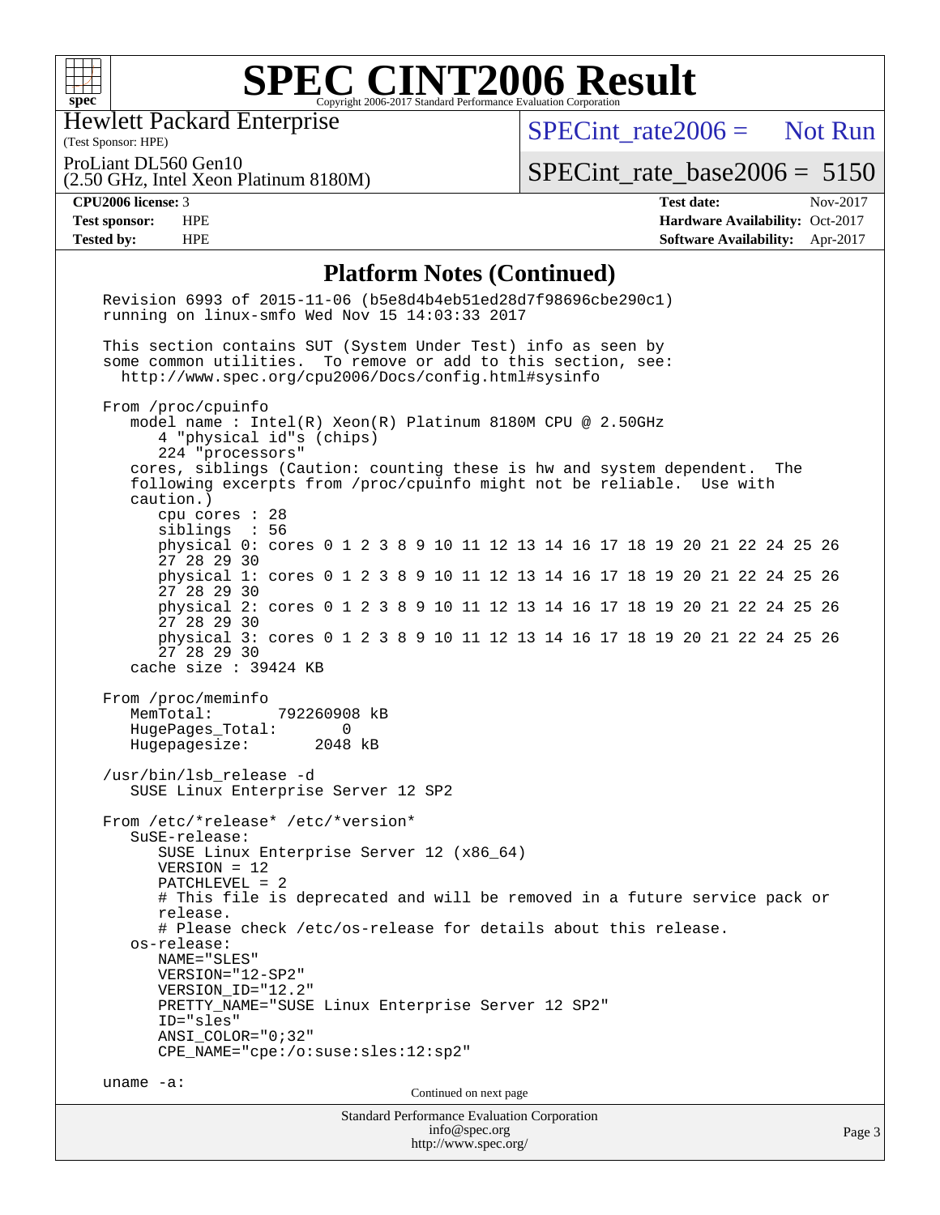# SPEC CINT2006 Result

Copyright 2006-2017 Standard Performance Evaluation Corporation

Hewlett Packard Enterprise
(Test Sponsor: HPE)

ProLiant DL560 Gen10
(2.50 GHz, Intel Xeon Platinum 8180M)

SPECint_rate2006 = Not Run

SPECint_rate_base2006 = 5150

| | | | |
|---|---|---|---|
| **CPU2006 license:** 3 | | **Test date:** | Nov-2017 |
| **Test sponsor:** | HPE | **Hardware Availability:** | Oct-2017 |
| **Tested by:** | HPE | **Software Availability:** | Apr-2017 |

## Platform Notes (Continued)

```
Revision 6993 of 2015-11-06 (b5e8d4b4eb51ed28d7f98696cbe290c1)
running on linux-smfo Wed Nov 15 14:03:33 2017

This section contains SUT (System Under Test) info as seen by
some common utilities.  To remove or add to this section, see:
  http://www.spec.org/cpu2006/Docs/config.html#sysinfo

From /proc/cpuinfo
   model name : Intel(R) Xeon(R) Platinum 8180M CPU @ 2.50GHz
      4 "physical id"s (chips)
      224 "processors"
   cores, siblings (Caution: counting these is hw and system dependent.  The
   following excerpts from /proc/cpuinfo might not be reliable.  Use with
   caution.)
      cpu cores : 28
      siblings  : 56
      physical 0: cores 0 1 2 3 8 9 10 11 12 13 14 16 17 18 19 20 21 22 24 25 26
      27 28 29 30
      physical 1: cores 0 1 2 3 8 9 10 11 12 13 14 16 17 18 19 20 21 22 24 25 26
      27 28 29 30
      physical 2: cores 0 1 2 3 8 9 10 11 12 13 14 16 17 18 19 20 21 22 24 25 26
      27 28 29 30
      physical 3: cores 0 1 2 3 8 9 10 11 12 13 14 16 17 18 19 20 21 22 24 25 26
      27 28 29 30
   cache size : 39424 KB

From /proc/meminfo
   MemTotal:       792260908 kB
   HugePages_Total:       0
   Hugepagesize:       2048 kB

/usr/bin/lsb_release -d
   SUSE Linux Enterprise Server 12 SP2

From /etc/*release* /etc/*version*
   SuSE-release:
      SUSE Linux Enterprise Server 12 (x86_64)
      VERSION = 12
      PATCHLEVEL = 2
      # This file is deprecated and will be removed in a future service pack or
      release.
      # Please check /etc/os-release for details about this release.
   os-release:
      NAME="SLES"
      VERSION="12-SP2"
      VERSION_ID="12.2"
      PRETTY_NAME="SUSE Linux Enterprise Server 12 SP2"
      ID="sles"
      ANSI_COLOR="0;32"
      CPE_NAME="cpe:/o:suse:sles:12:sp2"

uname -a:
```

Continued on next page

Standard Performance Evaluation Corporation
info@spec.org
http://www.spec.org/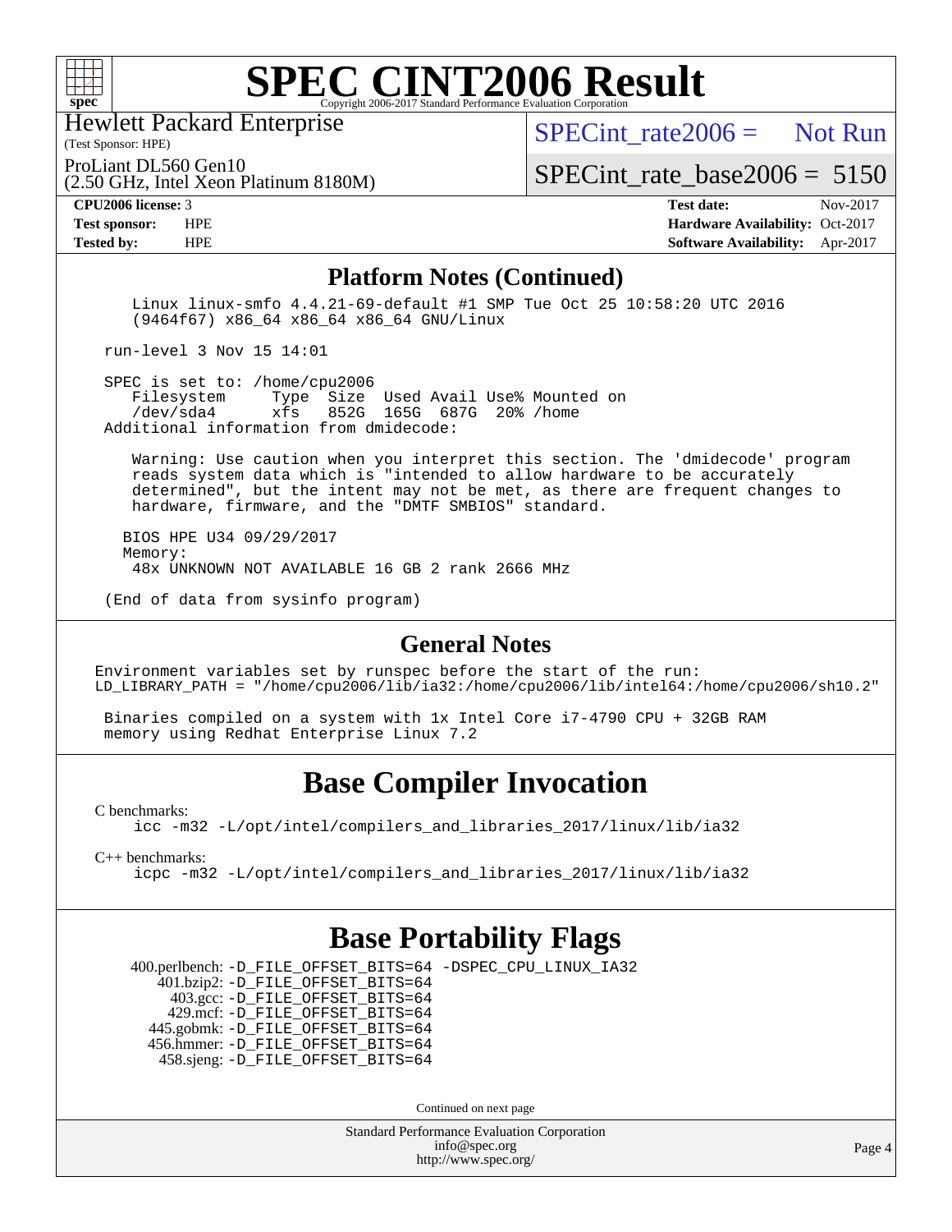# SPEC CINT2006 Result

Hewlett Packard Enterprise
(Test Sponsor: HPE)

ProLiant DL560 Gen10
(2.50 GHz, Intel Xeon Platinum 8180M)

SPECint_rate2006 = Not Run

SPECint_rate_base2006 = 5150

| | | | |
|---|---|---|---|
| **CPU2006 license:** 3 | | **Test date:** | Nov-2017 |
| **Test sponsor:** | HPE | **Hardware Availability:** | Oct-2017 |
| **Tested by:** | HPE | **Software Availability:** | Apr-2017 |

## Platform Notes (Continued)

```
   Linux linux-smfo 4.4.21-69-default #1 SMP Tue Oct 25 10:58:20 UTC 2016
   (9464f67) x86_64 x86_64 x86_64 GNU/Linux

 run-level 3 Nov 15 14:01

 SPEC is set to: /home/cpu2006
    Filesystem     Type  Size  Used Avail Use% Mounted on
    /dev/sda4      xfs   852G  165G  687G  20% /home
 Additional information from dmidecode:

   Warning: Use caution when you interpret this section. The 'dmidecode' program
   reads system data which is "intended to allow hardware to be accurately
   determined", but the intent may not be met, as there are frequent changes to
   hardware, firmware, and the "DMTF SMBIOS" standard.

  BIOS HPE U34 09/29/2017
  Memory:
   48x UNKNOWN NOT AVAILABLE 16 GB 2 rank 2666 MHz

 (End of data from sysinfo program)
```

## General Notes

```
Environment variables set by runspec before the start of the run:
LD_LIBRARY_PATH = "/home/cpu2006/lib/ia32:/home/cpu2006/lib/intel64:/home/cpu2006/sh10.2"

 Binaries compiled on a system with 1x Intel Core i7-4790 CPU + 32GB RAM
 memory using Redhat Enterprise Linux 7.2
```

## Base Compiler Invocation

C benchmarks:
    icc -m32 -L/opt/intel/compilers_and_libraries_2017/linux/lib/ia32

C++ benchmarks:
    icpc -m32 -L/opt/intel/compilers_and_libraries_2017/linux/lib/ia32

## Base Portability Flags

400.perlbench: -D_FILE_OFFSET_BITS=64 -DSPEC_CPU_LINUX_IA32
401.bzip2: -D_FILE_OFFSET_BITS=64
403.gcc: -D_FILE_OFFSET_BITS=64
429.mcf: -D_FILE_OFFSET_BITS=64
445.gobmk: -D_FILE_OFFSET_BITS=64
456.hmmer: -D_FILE_OFFSET_BITS=64
458.sjeng: -D_FILE_OFFSET_BITS=64

Continued on next page

Standard Performance Evaluation Corporation
info@spec.org
http://www.spec.org/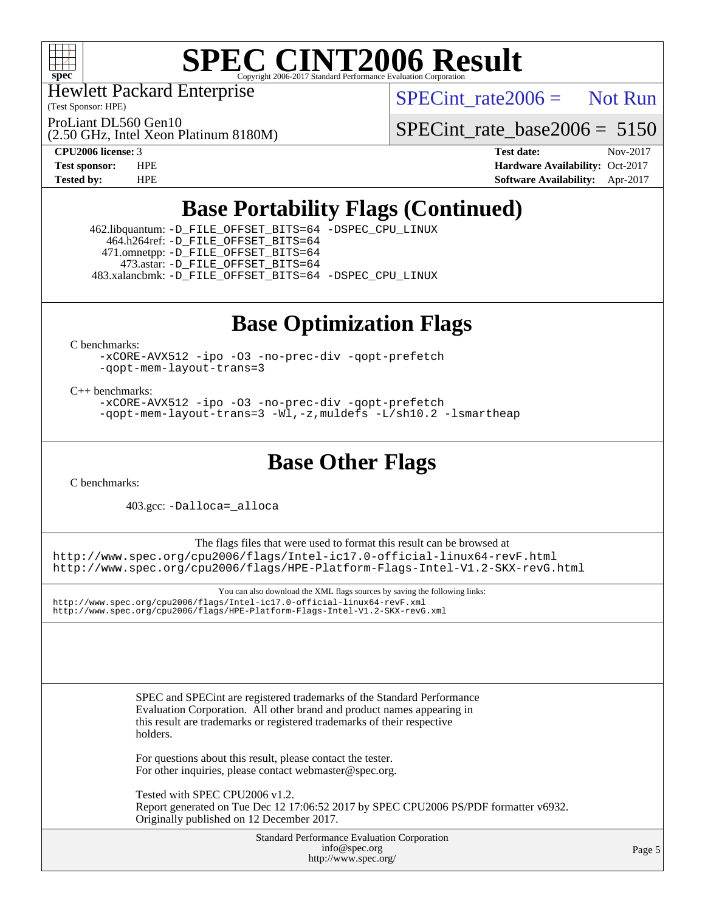# Base Portability Flags (Continued)

462.libquantum: -D_FILE_OFFSET_BITS=64 -DSPEC_CPU_LINUX
464.h264ref: -D_FILE_OFFSET_BITS=64
471.omnetpp: -D_FILE_OFFSET_BITS=64
473.astar: -D_FILE_OFFSET_BITS=64
483.xalancbmk: -D_FILE_OFFSET_BITS=64 -DSPEC_CPU_LINUX

# Base Optimization Flags

C benchmarks:

-xCORE-AVX512 -ipo -O3 -no-prec-div -qopt-prefetch
-qopt-mem-layout-trans=3

C++ benchmarks:

-xCORE-AVX512 -ipo -O3 -no-prec-div -qopt-prefetch
-qopt-mem-layout-trans=3 -Wl,-z,muldefs -L/sh10.2 -lsmartheap

# Base Other Flags

C benchmarks:

403.gcc: -Dalloca=_alloca

The flags files that were used to format this result can be browsed at
http://www.spec.org/cpu2006/flags/Intel-ic17.0-official-linux64-revF.html
http://www.spec.org/cpu2006/flags/HPE-Platform-Flags-Intel-V1.2-SKX-revG.html

You can also download the XML flags sources by saving the following links:
http://www.spec.org/cpu2006/flags/Intel-ic17.0-official-linux64-revF.xml
http://www.spec.org/cpu2006/flags/HPE-Platform-Flags-Intel-V1.2-SKX-revG.xml

SPEC and SPECint are registered trademarks of the Standard Performance Evaluation Corporation. All other brand and product names appearing in this result are trademarks or registered trademarks of their respective holders.

For questions about this result, please contact the tester.
For other inquiries, please contact webmaster@spec.org.

Tested with SPEC CPU2006 v1.2.
Report generated on Tue Dec 12 17:06:52 2017 by SPEC CPU2006 PS/PDF formatter v6932.
Originally published on 12 December 2017.